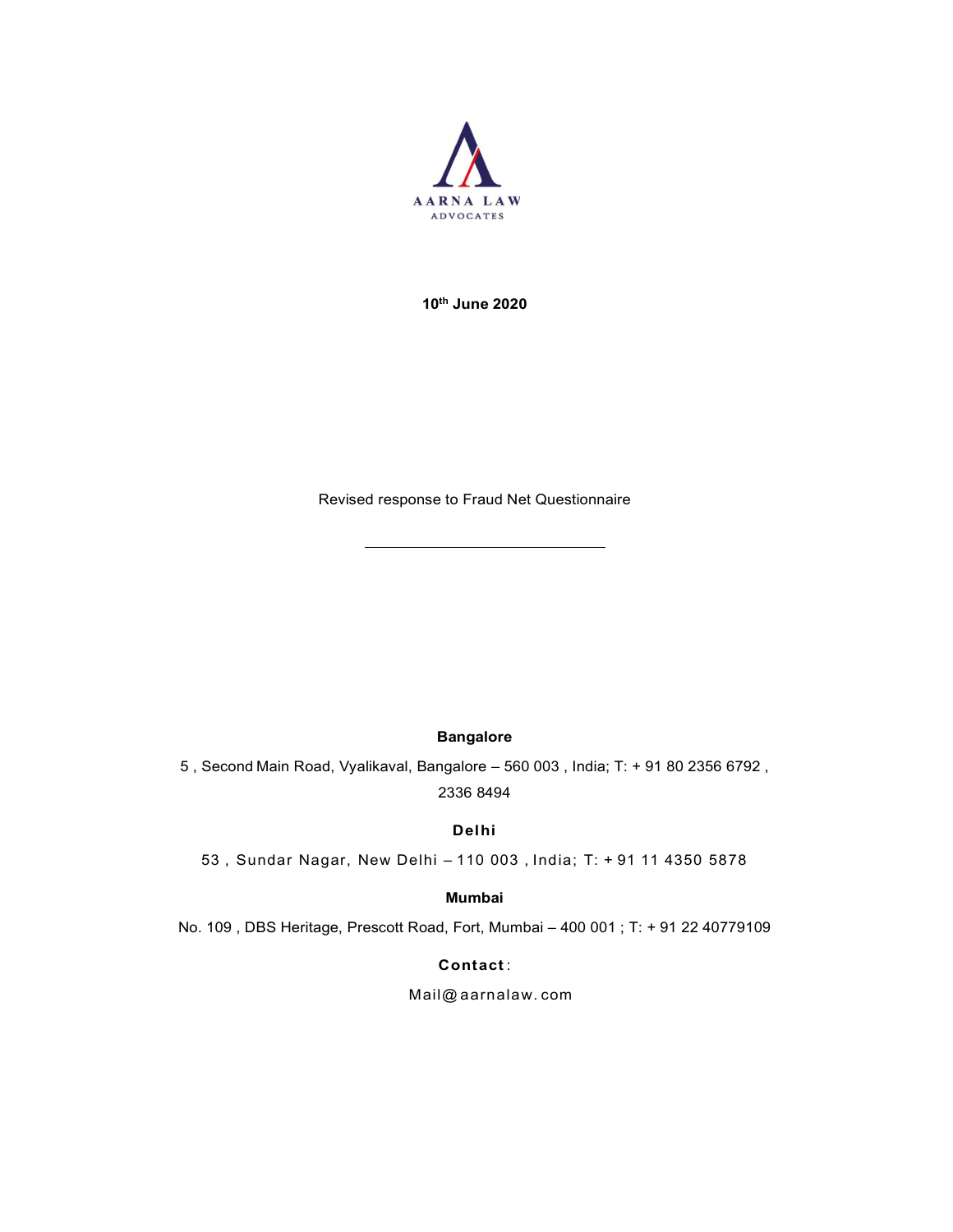AARNA LAW

ADVOCATES

**10th June 2020**

Revised response to Fraud Net Questionnaire

---

**Bangalore**

5 , Second Main Road, Vyalikaval, Bangalore – 560 003 , India; T: + 91 80 2356 6792 , 2336 8494

**Delhi**

53 , Sundar Nagar, New Delhi – 110 003 , India; T: + 91 11 4350 5878

**Mumbai**

No. 109 , DBS Heritage, Prescott Road, Fort, Mumbai – 400 001 ; T: + 91 22 40779109

**Contact**:

Mail@aarnalaw.com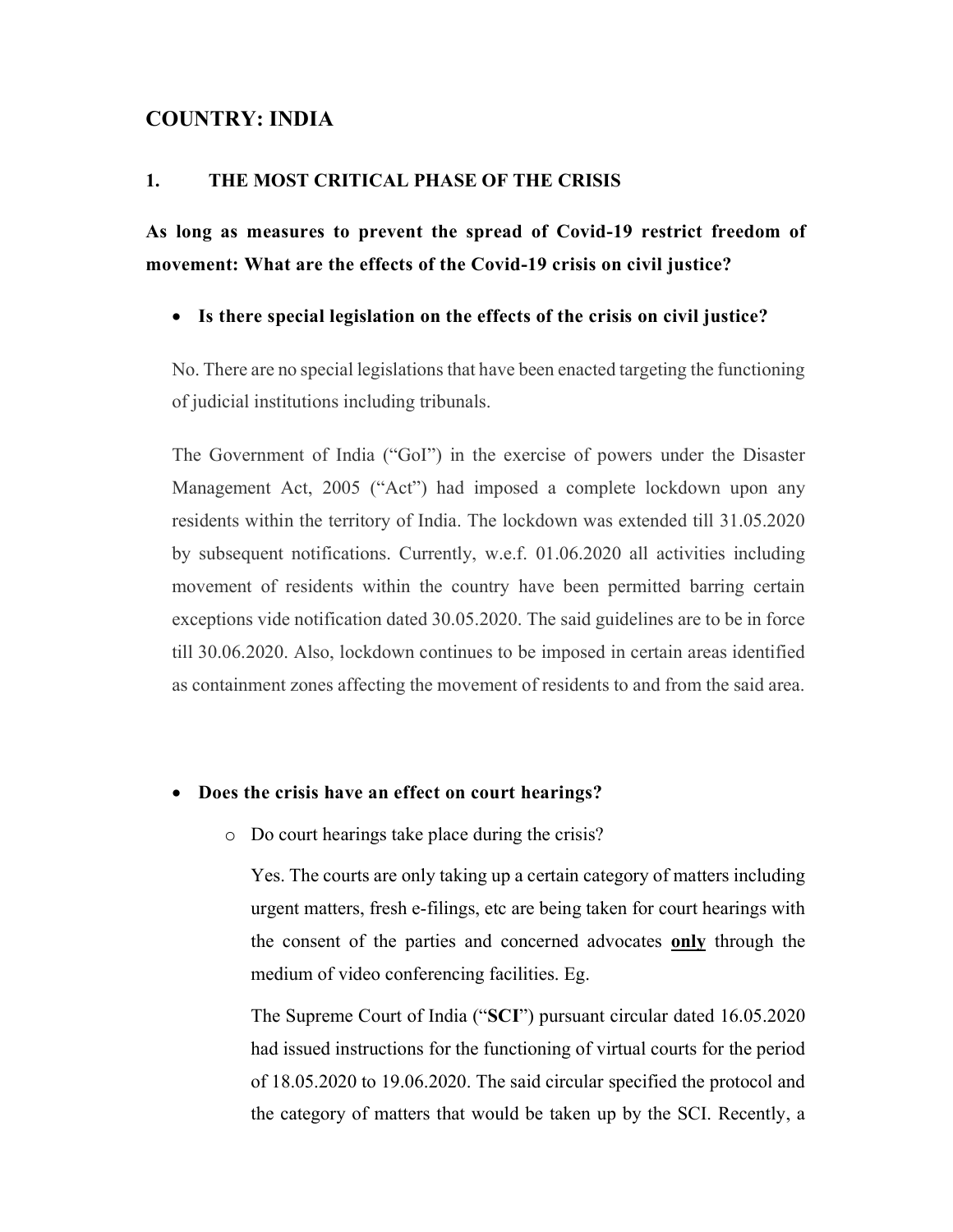## COUNTRY: INDIA

### 1. THE MOST CRITICAL PHASE OF THE CRISIS

**As long as measures to prevent the spread of Covid-19 restrict freedom of movement: What are the effects of the Covid-19 crisis on civil justice?**

- **Is there special legislation on the effects of the crisis on civil justice?**

  No. There are no special legislations that have been enacted targeting the functioning of judicial institutions including tribunals.

  The Government of India ("GoI") in the exercise of powers under the Disaster Management Act, 2005 ("Act") had imposed a complete lockdown upon any residents within the territory of India. The lockdown was extended till 31.05.2020 by subsequent notifications. Currently, w.e.f. 01.06.2020 all activities including movement of residents within the country have been permitted barring certain exceptions vide notification dated 30.05.2020. The said guidelines are to be in force till 30.06.2020. Also, lockdown continues to be imposed in certain areas identified as containment zones affecting the movement of residents to and from the said area.

- **Does the crisis have an effect on court hearings?**

  - Do court hearings take place during the crisis?

    Yes. The courts are only taking up a certain category of matters including urgent matters, fresh e-filings, etc are being taken for court hearings with the consent of the parties and concerned advocates <u>**only**</u> through the medium of video conferencing facilities. Eg.

    The Supreme Court of India ("**SCI**") pursuant circular dated 16.05.2020 had issued instructions for the functioning of virtual courts for the period of 18.05.2020 to 19.06.2020. The said circular specified the protocol and the category of matters that would be taken up by the SCI. Recently, a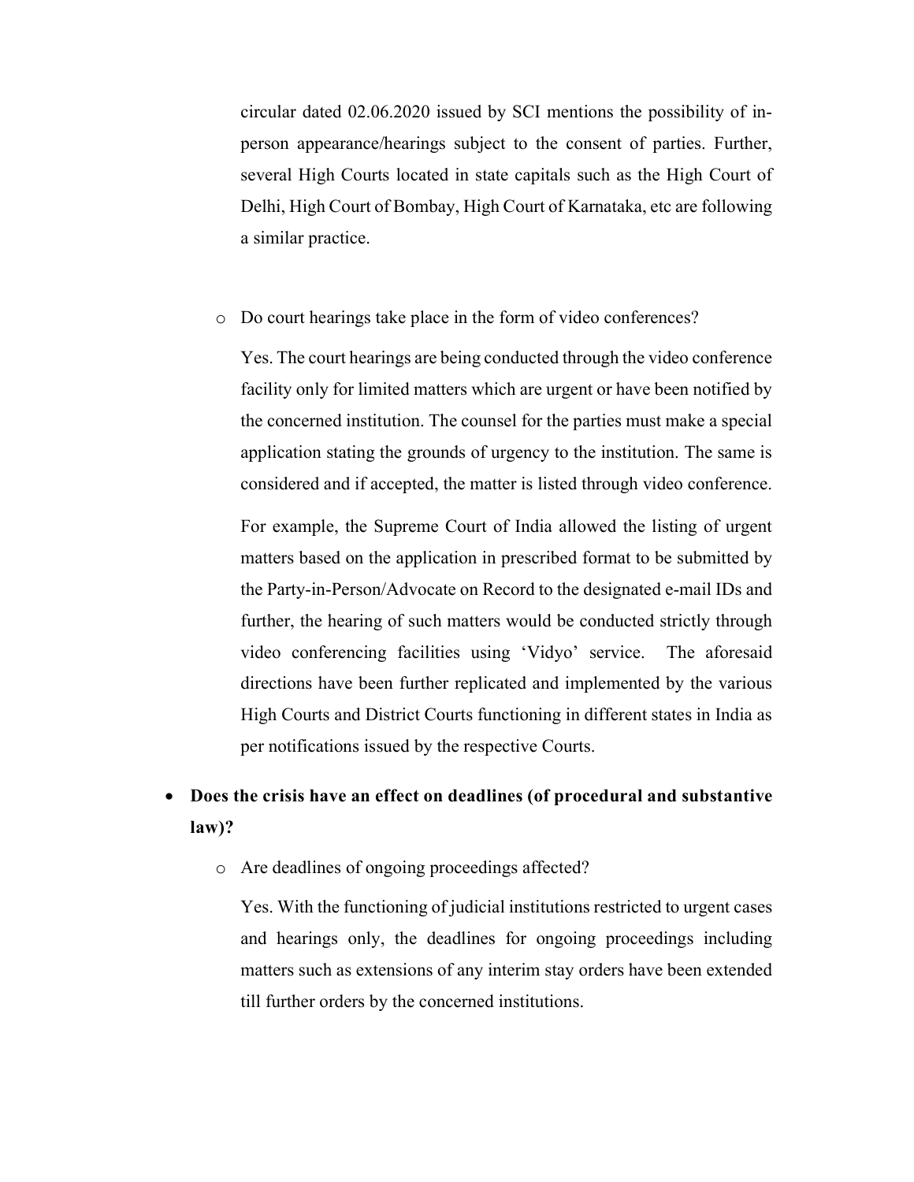circular dated 02.06.2020 issued by SCI mentions the possibility of in-person appearance/hearings subject to the consent of parties. Further, several High Courts located in state capitals such as the High Court of Delhi, High Court of Bombay, High Court of Karnataka, etc are following a similar practice.

- Do court hearings take place in the form of video conferences?

  Yes. The court hearings are being conducted through the video conference facility only for limited matters which are urgent or have been notified by the concerned institution. The counsel for the parties must make a special application stating the grounds of urgency to the institution. The same is considered and if accepted, the matter is listed through video conference.

  For example, the Supreme Court of India allowed the listing of urgent matters based on the application in prescribed format to be submitted by the Party-in-Person/Advocate on Record to the designated e-mail IDs and further, the hearing of such matters would be conducted strictly through video conferencing facilities using 'Vidyo' service. The aforesaid directions have been further replicated and implemented by the various High Courts and District Courts functioning in different states in India as per notifications issued by the respective Courts.

- **Does the crisis have an effect on deadlines (of procedural and substantive law)?**
  - Are deadlines of ongoing proceedings affected?

    Yes. With the functioning of judicial institutions restricted to urgent cases and hearings only, the deadlines for ongoing proceedings including matters such as extensions of any interim stay orders have been extended till further orders by the concerned institutions.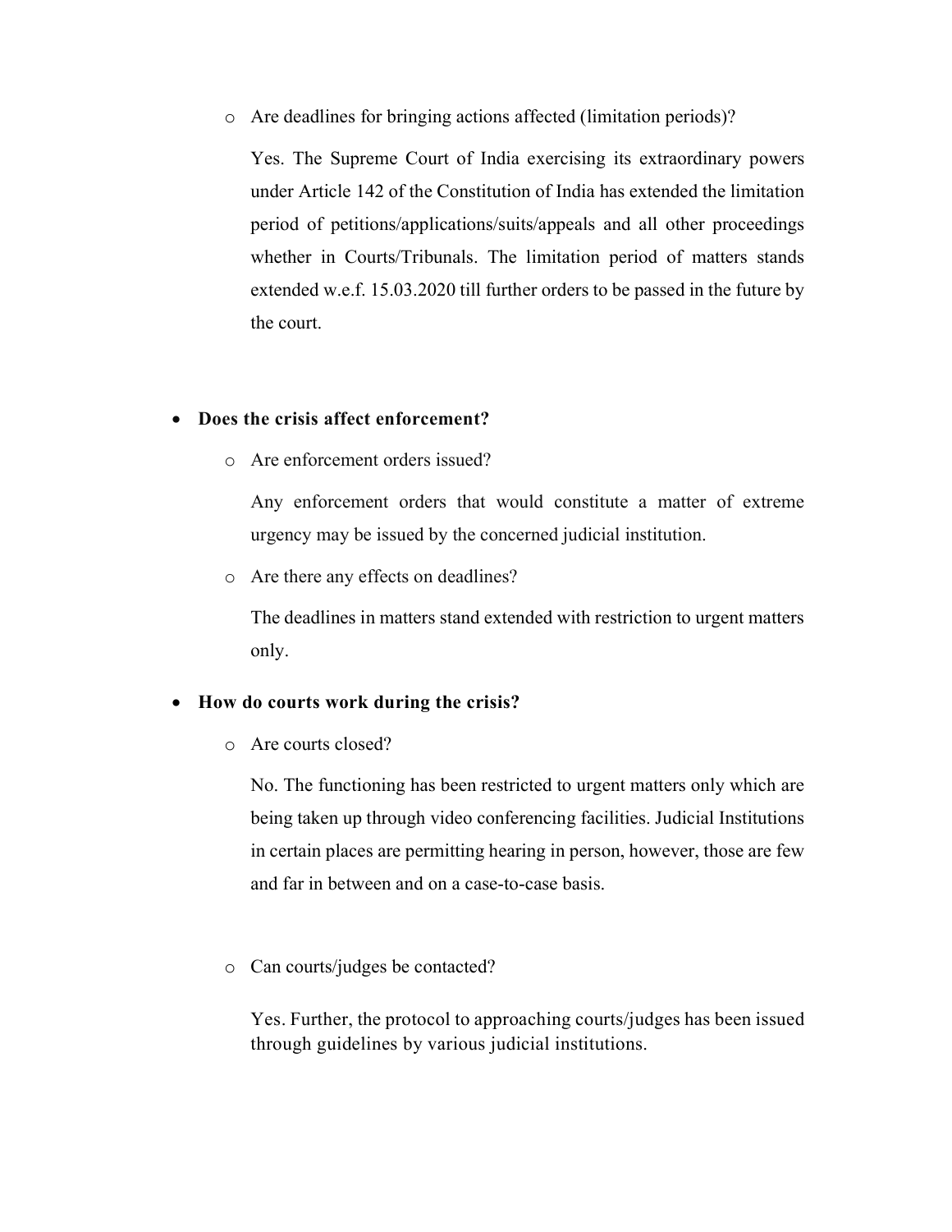- Are deadlines for bringing actions affected (limitation periods)?

    Yes. The Supreme Court of India exercising its extraordinary powers under Article 142 of the Constitution of India has extended the limitation period of petitions/applications/suits/appeals and all other proceedings whether in Courts/Tribunals. The limitation period of matters stands extended w.e.f. 15.03.2020 till further orders to be passed in the future by the court.

- **Does the crisis affect enforcement?**
  - Are enforcement orders issued?

    Any enforcement orders that would constitute a matter of extreme urgency may be issued by the concerned judicial institution.

  - Are there any effects on deadlines?

    The deadlines in matters stand extended with restriction to urgent matters only.

- **How do courts work during the crisis?**
  - Are courts closed?

    No. The functioning has been restricted to urgent matters only which are being taken up through video conferencing facilities. Judicial Institutions in certain places are permitting hearing in person, however, those are few and far in between and on a case-to-case basis.

  - Can courts/judges be contacted?

    Yes. Further, the protocol to approaching courts/judges has been issued through guidelines by various judicial institutions.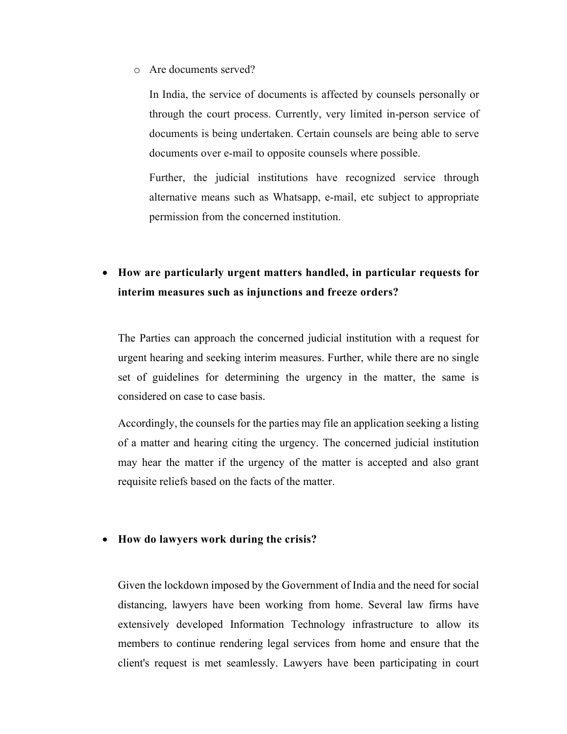- Are documents served?

  In India, the service of documents is affected by counsels personally or through the court process. Currently, very limited in-person service of documents is being undertaken. Certain counsels are being able to serve documents over e-mail to opposite counsels where possible.

  Further, the judicial institutions have recognized service through alternative means such as Whatsapp, e-mail, etc subject to appropriate permission from the concerned institution.

- **How are particularly urgent matters handled, in particular requests for interim measures such as injunctions and freeze orders?**

The Parties can approach the concerned judicial institution with a request for urgent hearing and seeking interim measures. Further, while there are no single set of guidelines for determining the urgency in the matter, the same is considered on case to case basis.

Accordingly, the counsels for the parties may file an application seeking a listing of a matter and hearing citing the urgency. The concerned judicial institution may hear the matter if the urgency of the matter is accepted and also grant requisite reliefs based on the facts of the matter.

- **How do lawyers work during the crisis?**

Given the lockdown imposed by the Government of India and the need for social distancing, lawyers have been working from home. Several law firms have extensively developed Information Technology infrastructure to allow its members to continue rendering legal services from home and ensure that the client's request is met seamlessly. Lawyers have been participating in court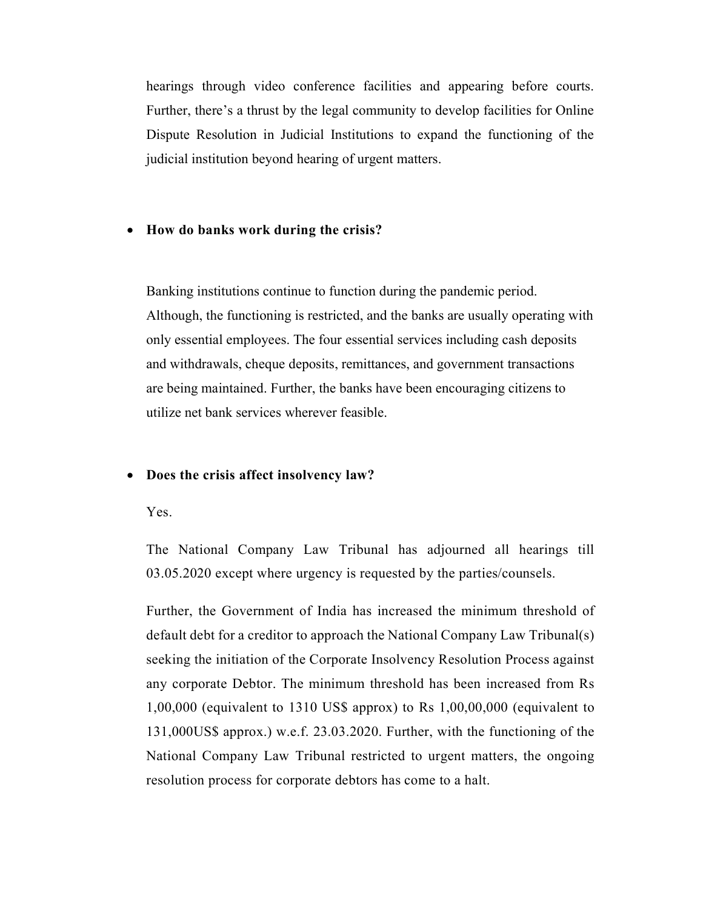hearings through video conference facilities and appearing before courts. Further, there's a thrust by the legal community to develop facilities for Online Dispute Resolution in Judicial Institutions to expand the functioning of the judicial institution beyond hearing of urgent matters.

- **How do banks work during the crisis?**

  Banking institutions continue to function during the pandemic period. Although, the functioning is restricted, and the banks are usually operating with only essential employees. The four essential services including cash deposits and withdrawals, cheque deposits, remittances, and government transactions are being maintained. Further, the banks have been encouraging citizens to utilize net bank services wherever feasible.

- **Does the crisis affect insolvency law?**

  Yes.

  The National Company Law Tribunal has adjourned all hearings till 03.05.2020 except where urgency is requested by the parties/counsels.

  Further, the Government of India has increased the minimum threshold of default debt for a creditor to approach the National Company Law Tribunal(s) seeking the initiation of the Corporate Insolvency Resolution Process against any corporate Debtor. The minimum threshold has been increased from Rs 1,00,000 (equivalent to 1310 US$ approx) to Rs 1,00,00,000 (equivalent to 131,000US$ approx.) w.e.f. 23.03.2020. Further, with the functioning of the National Company Law Tribunal restricted to urgent matters, the ongoing resolution process for corporate debtors has come to a halt.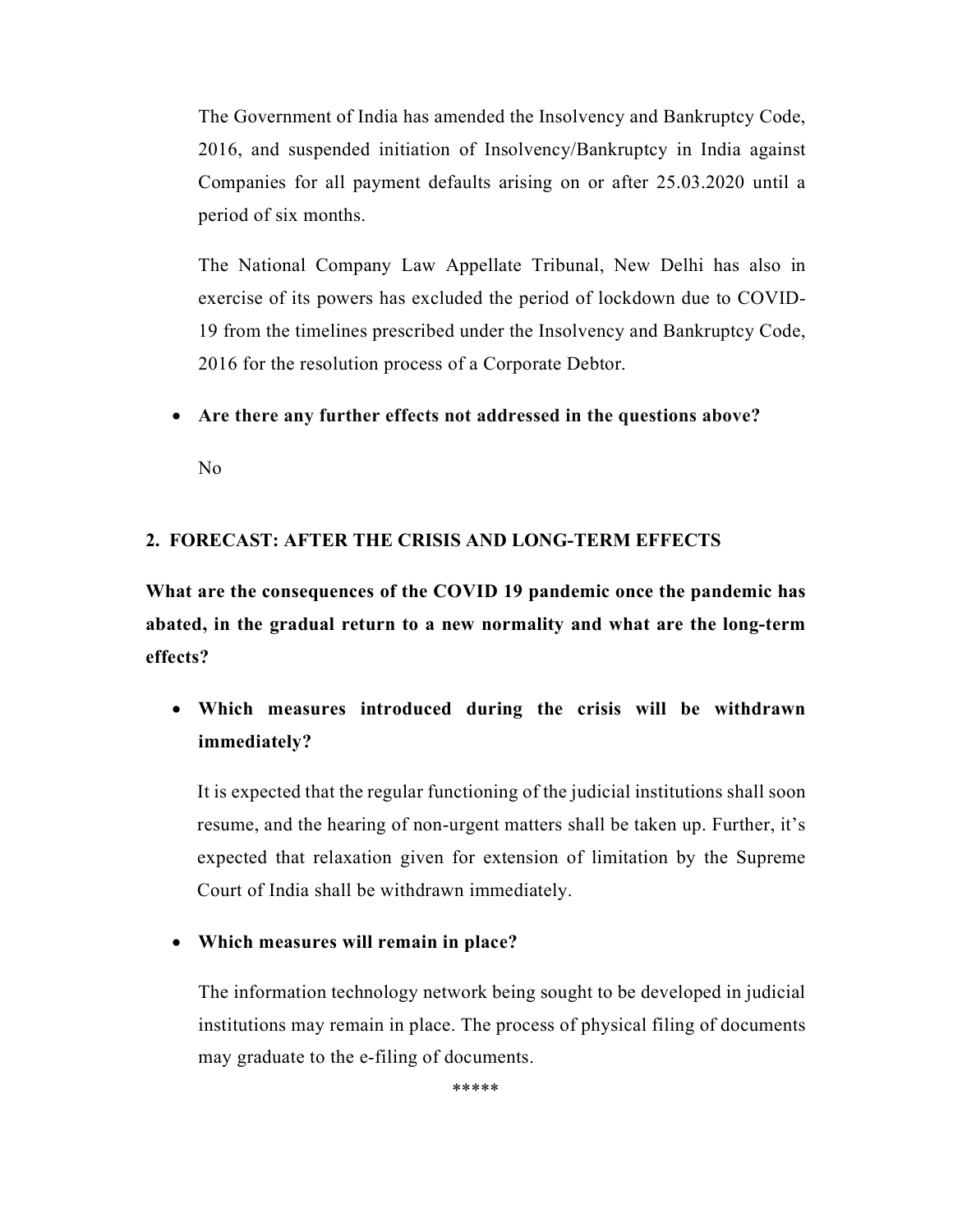The Government of India has amended the Insolvency and Bankruptcy Code, 2016, and suspended initiation of Insolvency/Bankruptcy in India against Companies for all payment defaults arising on or after 25.03.2020 until a period of six months.

The National Company Law Appellate Tribunal, New Delhi has also in exercise of its powers has excluded the period of lockdown due to COVID-19 from the timelines prescribed under the Insolvency and Bankruptcy Code, 2016 for the resolution process of a Corporate Debtor.

- **Are there any further effects not addressed in the questions above?**

  No

## 2. FORECAST: AFTER THE CRISIS AND LONG-TERM EFFECTS

**What are the consequences of the COVID 19 pandemic once the pandemic has abated, in the gradual return to a new normality and what are the long-term effects?**

- **Which measures introduced during the crisis will be withdrawn immediately?**

  It is expected that the regular functioning of the judicial institutions shall soon resume, and the hearing of non-urgent matters shall be taken up. Further, it's expected that relaxation given for extension of limitation by the Supreme Court of India shall be withdrawn immediately.

- **Which measures will remain in place?**

  The information technology network being sought to be developed in judicial institutions may remain in place. The process of physical filing of documents may graduate to the e-filing of documents.

*****